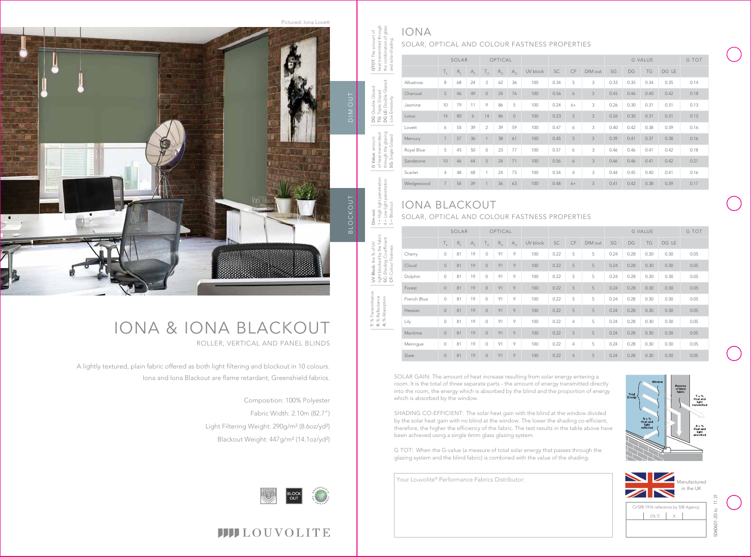Pictured: Iona Lovett

DIM OUT

BLOCKOUT

# IONA & IONA BLACKOUT

ROLLER, VERTICAL AND PANEL BLINDS

A lightly textured, plain fabric offered as both light filtering and blockout in 10 colours. Iona and Iona Blackout are flame retardant, Greenshield fabrics.

Composition: 100% Polyester

Fabric Width: 2.10m (82.7")

Light Filtering Weight: 290g/m² (8.6oz/yd²)

Blackout Weight: 447g/m² (14.1oz/yd²)

LOUVOLITE

**GTOT**: The amount of heat transmitted through the combination of glass and solar shading

**DG**: Double Glazed
**TG**: Triple Glazed
**DG LE**: Double Glazed Low Emissivity

**G Value**: amount of heat transmitted through the glazing
**SG**: Single Glazed

**Dim out**:
1 = High light penetration
4 = Low light penetration
5 = Blockout

**UV Block**: the % of UV light blocked by the fabric
**SC**: Shading Co-efficient
**CF**: Colour Fastness

**T**: % Transmittance
**R**: % Reflectance
**A**: % Absorption

## IONA

### SOLAR, OPTICAL AND COLOUR FASTNESS PROPERTIES

| | SOLAR | | | OPTICAL | | | | | | | G VALUE | | | | G TOT |
|---|---|---|---|---|---|---|---|---|---|---|---|---|---|---|---|
| | $T_S$ | $R_S$ | $A_S$ | $T_O$ | $R_O$ | $A_O$ | UV block | SC | CF | DIM out | SG | DG | TG | DG LE | |
| Albatross | 8 | 68 | 24 | 2 | 62 | 36 | 100 | 0.34 | 5 | 3 | 0.33 | 0.35 | 0.34 | 0.35 | 0.14 |
| Charcoal | 5 | 46 | 49 | 0 | 24 | 76 | 100 | 0.56 | 6 | 3 | 0.45 | 0.46 | 0.40 | 0.42 | 0.18 |
| Jasmine | 10 | 79 | 11 | 9 | 86 | 5 | 100 | 0.24 | 6+ | 3 | 0.26 | 0.30 | 0.31 | 0.31 | 0.13 |
| Lotus | 14 | 80 | 6 | 14 | 86 | 0 | 100 | 0.23 | 5 | 3 | 0.26 | 0.30 | 0.31 | 0.31 | 0.15 |
| Lovett | 6 | 55 | 39 | 2 | 39 | 59 | 100 | 0.47 | 6 | 3 | 0.40 | 0.42 | 0.38 | 0.39 | 0.16 |
| Mercury | 7 | 57 | 36 | 1 | 38 | 61 | 100 | 0.45 | 5 | 3 | 0.39 | 0.41 | 0.37 | 0.38 | 0.16 |
| Royal Blue | 5 | 45 | 50 | 0 | 23 | 77 | 100 | 0.57 | 6 | 3 | 0.46 | 0.46 | 0.41 | 0.42 | 0.18 |
| Sandstone | 10 | 46 | 44 | 5 | 24 | 71 | 100 | 0.56 | 6 | 3 | 0.46 | 0.46 | 0.41 | 0.42 | 0.21 |
| Scarlet | 4 | 48 | 48 | 1 | 24 | 75 | 100 | 0.54 | 4 | 3 | 0.44 | 0.45 | 0.40 | 0.41 | 0.16 |
| Wedgewood | 7 | 54 | 39 | 1 | 36 | 63 | 100 | 0.48 | 6+ | 3 | 0.41 | 0.42 | 0.38 | 0.39 | 0.17 |

## IONA BLACKOUT

### SOLAR, OPTICAL AND COLOUR FASTNESS PROPERTIES

| | SOLAR | | | OPTICAL | | | | | | | G VALUE | | | | G TOT |
|---|---|---|---|---|---|---|---|---|---|---|---|---|---|---|---|
| | $T_S$ | $R_S$ | $A_S$ | $T_O$ | $R_O$ | $A_O$ | UV block | SC | CF | DIM out | SG | DG | TG | DG LE | |
| Cherry | 0 | 81 | 19 | 0 | 91 | 9 | 100 | 0.22 | 5 | 5 | 0.24 | 0.28 | 0.30 | 0.30 | 0.05 |
| Cloud | 0 | 81 | 19 | 0 | 91 | 9 | 100 | 0.22 | 5 | 5 | 0.24 | 0.28 | 0.30 | 0.30 | 0.05 |
| Dolphin | 0 | 81 | 19 | 0 | 91 | 9 | 100 | 0.22 | 5 | 5 | 0.24 | 0.28 | 0.30 | 0.30 | 0.05 |
| Forest | 0 | 81 | 19 | 0 | 91 | 9 | 100 | 0.22 | 5 | 5 | 0.24 | 0.28 | 0.30 | 0.30 | 0.05 |
| French Blue | 0 | 81 | 19 | 0 | 91 | 9 | 100 | 0.22 | 5 | 5 | 0.24 | 0.28 | 0.30 | 0.30 | 0.05 |
| Hessian | 0 | 81 | 19 | 0 | 91 | 9 | 100 | 0.22 | 5 | 5 | 0.24 | 0.28 | 0.30 | 0.30 | 0.05 |
| Lily | 0 | 81 | 19 | 0 | 91 | 9 | 100 | 0.22 | 4 | 5 | 0.24 | 0.28 | 0.30 | 0.30 | 0.05 |
| Maritime | 0 | 81 | 19 | 0 | 91 | 9 | 100 | 0.22 | 5 | 5 | 0.24 | 0.28 | 0.30 | 0.30 | 0.05 |
| Meringue | 0 | 81 | 19 | 0 | 91 | 9 | 100 | 0.22 | 4 | 5 | 0.24 | 0.28 | 0.30 | 0.30 | 0.05 |
| Slate | 0 | 81 | 19 | 0 | 91 | 9 | 100 | 0.22 | 4 | 5 | 0.24 | 0.28 | 0.30 | 0.30 | 0.05 |

SOLAR GAIN: The amount of heat increase resulting from solar energy entering a room. It is the total of three separate parts - the amount of energy transmitted directly into the room, the energy which is absorbed by the blind and the proportion of energy which is absorbed by the window.

SHADING CO-EFFICIENT: The solar heat gain with the blind at the window divided by the solar heat gain with no blind at the window. The lower the shading co-efficient, therefore, the higher the efficiency of the fabric. The test results in the table above have been achieved using a single 6mm glass glazing system.

G TOT: When the G-value (a measure of total solar energy that passes through the glazing system and the blind fabric) is combined with the value of the shading.

Window / Total Energy / Reverse of blind fabric / T = % Heat and light transmitted / R = % Heat and light reflected / A = % Heat and light absorbed

Your Louvolite® Performance Fabrics Distributor:

Manufactured in the UK

CI/SfB 1976 reference by SfB Agency

(76.7) | X

S060601-20-Io 11.21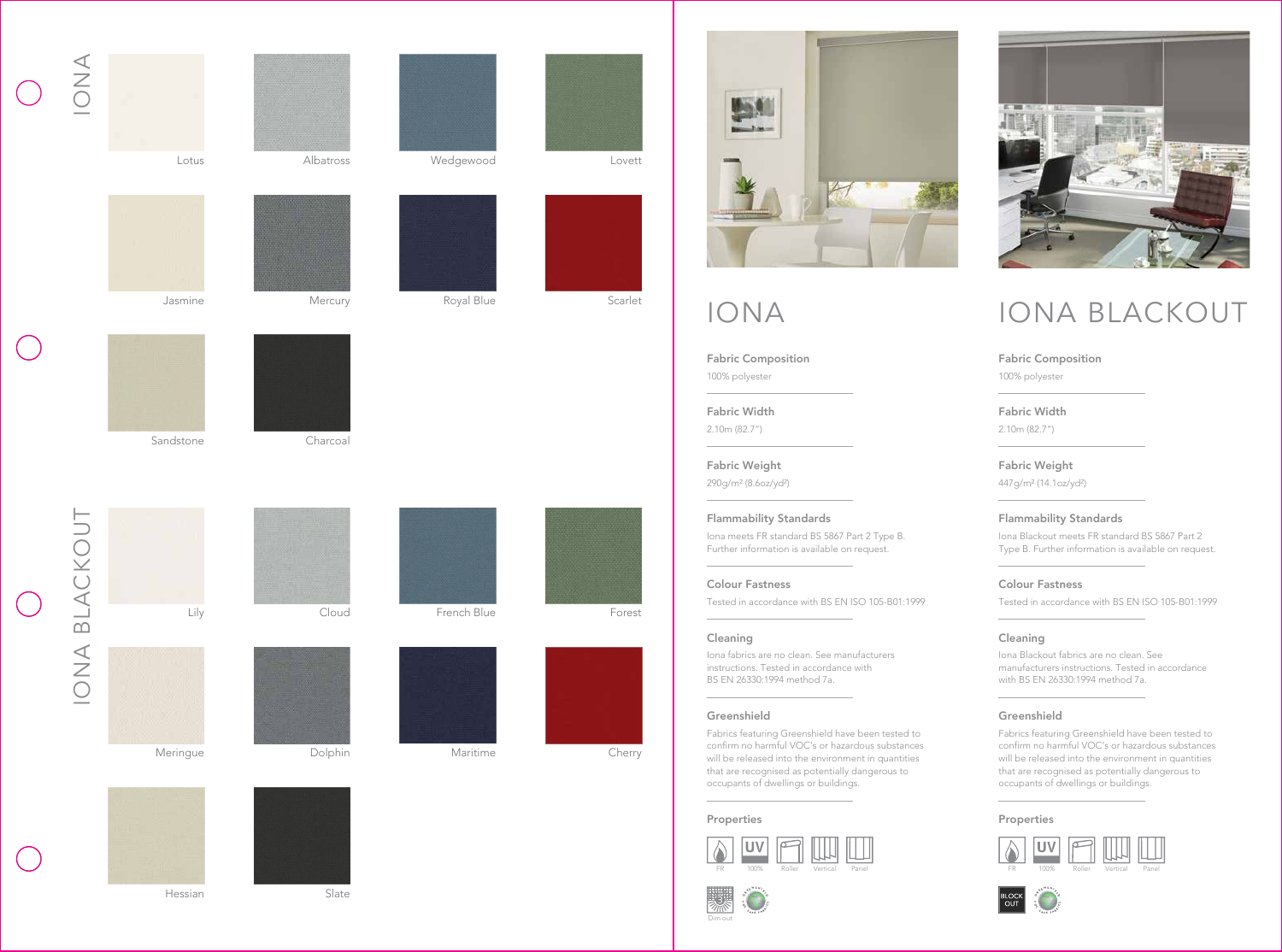# IONA

Lotus

Albatross

Wedgewood

Lovett

Jasmine

Mercury

Royal Blue

Scarlet

Sandstone

Charcoal

# IONA BLACKOUT

Lily

Cloud

French Blue

Forest

Meringue

Dolphin

Maritime

Cherry

Hessian

Slate

# IONA

**Fabric Composition**

100% polyester

**Fabric Width**

2.10m (82.7")

**Fabric Weight**

290g/m² (8.6oz/yd²)

**Flammability Standards**

Iona meets FR standard BS 5867 Part 2 Type B. Further information is available on request.

**Colour Fastness**

Tested in accordance with BS EN ISO 105-B01:1999

**Cleaning**

Iona fabrics are no clean. See manufacturers instructions. Tested in accordance with BS EN 26330:1994 method 7a.

**Greenshield**

Fabrics featuring Greenshield have been tested to confirm no harmful VOC's or hazardous substances will be released into the environment in quantities that are recognised as potentially dangerous to occupants of dwellings or buildings.

**Properties**

FR | UV 100% | Roller | Vertical | Panel

Dim out

# IONA BLACKOUT

**Fabric Composition**

100% polyester

**Fabric Width**

2.10m (82.7")

**Fabric Weight**

447g/m² (14.1oz/yd²)

**Flammability Standards**

Iona Blackout meets FR standard BS 5867 Part 2 Type B. Further information is available on request.

**Colour Fastness**

Tested in accordance with BS EN ISO 105-B01:1999

**Cleaning**

Iona Blackout fabrics are no clean. See manufacturers instructions. Tested in accordance with BS EN 26330:1994 method 7a.

**Greenshield**

Fabrics featuring Greenshield have been tested to confirm no harmful VOC's or hazardous substances will be released into the environment in quantities that are recognised as potentially dangerous to occupants of dwellings or buildings.

**Properties**

FR | UV 100% | Roller | Vertical | Panel

BLOCK OUT